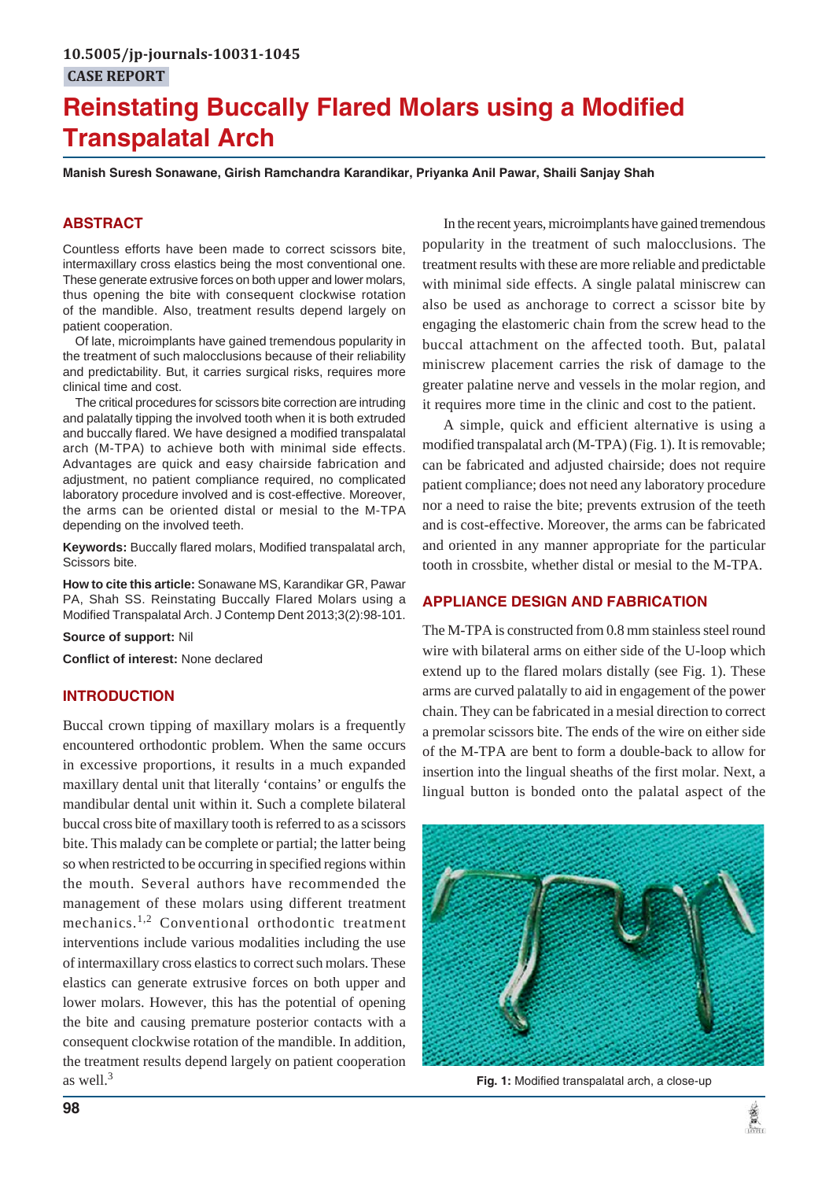10.5005/jp-journals-10031-1045

CASE REPORT

# Reinstating Buccally Flared Molars using a Modified Transpalatal Arch

**Manish Suresh Sonawane, Girish Ramchandra Karandikar, Priyanka Anil Pawar, Shaili Sanjay Shah**

## ABSTRACT

Countless efforts have been made to correct scissors bite, intermaxillary cross elastics being the most conventional one. These generate extrusive forces on both upper and lower molars, thus opening the bite with consequent clockwise rotation of the mandible. Also, treatment results depend largely on patient cooperation.

Of late, microimplants have gained tremendous popularity in the treatment of such malocclusions because of their reliability and predictability. But, it carries surgical risks, requires more clinical time and cost.

The critical procedures for scissors bite correction are intruding and palatally tipping the involved tooth when it is both extruded and buccally flared. We have designed a modified transpalatal arch (M-TPA) to achieve both with minimal side effects. Advantages are quick and easy chairside fabrication and adjustment, no patient compliance required, no complicated laboratory procedure involved and is cost-effective. Moreover, the arms can be oriented distal or mesial to the M-TPA depending on the involved teeth.

**Keywords:** Buccally flared molars, Modified transpalatal arch, Scissors bite.

**How to cite this article:** Sonawane MS, Karandikar GR, Pawar PA, Shah SS. Reinstating Buccally Flared Molars using a Modified Transpalatal Arch. J Contemp Dent 2013;3(2):98-101.

**Source of support:** Nil

**Conflict of interest:** None declared

## INTRODUCTION

Buccal crown tipping of maxillary molars is a frequently encountered orthodontic problem. When the same occurs in excessive proportions, it results in a much expanded maxillary dental unit that literally 'contains' or engulfs the mandibular dental unit within it. Such a complete bilateral buccal cross bite of maxillary tooth is referred to as a scissors bite. This malady can be complete or partial; the latter being so when restricted to be occurring in specified regions within the mouth. Several authors have recommended the management of these molars using different treatment mechanics.[1,2] Conventional orthodontic treatment interventions include various modalities including the use of intermaxillary cross elastics to correct such molars. These elastics can generate extrusive forces on both upper and lower molars. However, this has the potential of opening the bite and causing premature posterior contacts with a consequent clockwise rotation of the mandible. In addition, the treatment results depend largely on patient cooperation as well.[3]

In the recent years, microimplants have gained tremendous popularity in the treatment of such malocclusions. The treatment results with these are more reliable and predictable with minimal side effects. A single palatal miniscrew can also be used as anchorage to correct a scissor bite by engaging the elastomeric chain from the screw head to the buccal attachment on the affected tooth. But, palatal miniscrew placement carries the risk of damage to the greater palatine nerve and vessels in the molar region, and it requires more time in the clinic and cost to the patient.

A simple, quick and efficient alternative is using a modified transpalatal arch (M-TPA) (Fig. 1). It is removable; can be fabricated and adjusted chairside; does not require patient compliance; does not need any laboratory procedure nor a need to raise the bite; prevents extrusion of the teeth and is cost-effective. Moreover, the arms can be fabricated and oriented in any manner appropriate for the particular tooth in crossbite, whether distal or mesial to the M-TPA.

## APPLIANCE DESIGN AND FABRICATION

The M-TPA is constructed from 0.8 mm stainless steel round wire with bilateral arms on either side of the U-loop which extend up to the flared molars distally (see Fig. 1). These arms are curved palatally to aid in engagement of the power chain. They can be fabricated in a mesial direction to correct a premolar scissors bite. The ends of the wire on either side of the M-TPA are bent to form a double-back to allow for insertion into the lingual sheaths of the first molar. Next, a lingual button is bonded onto the palatal aspect of the

Fig. 1: Modified transpalatal arch, a close-up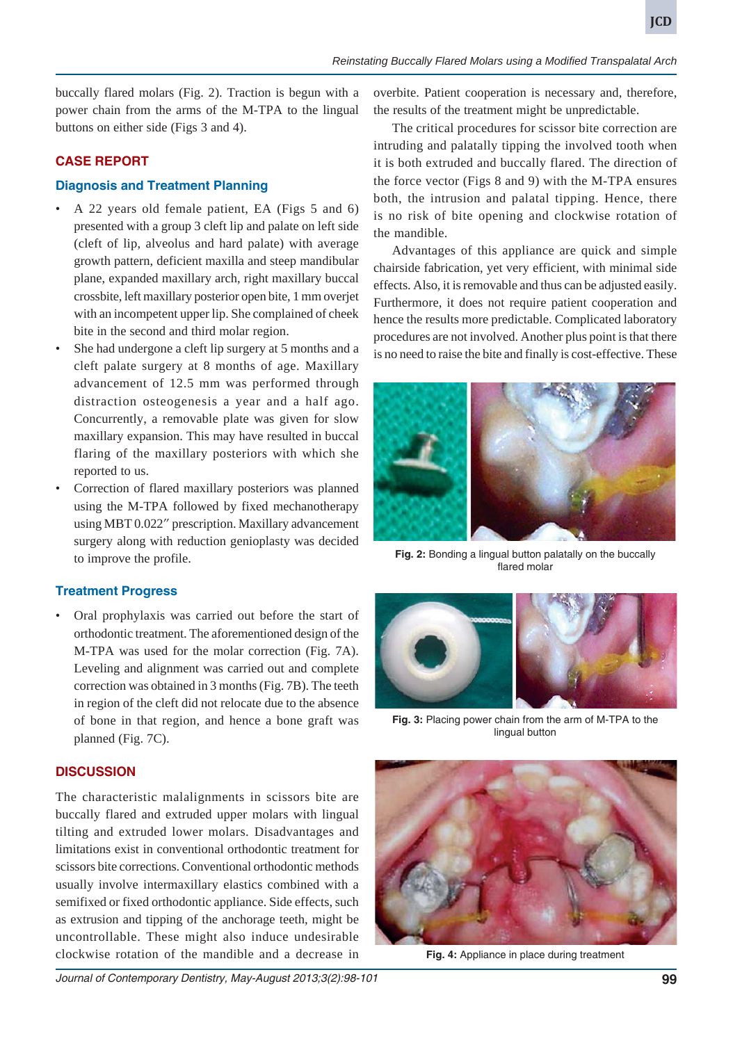buccally flared molars (Fig. 2). Traction is begun with a power chain from the arms of the M-TPA to the lingual buttons on either side (Figs 3 and 4).

## CASE REPORT

### Diagnosis and Treatment Planning

- A 22 years old female patient, EA (Figs 5 and 6) presented with a group 3 cleft lip and palate on left side (cleft of lip, alveolus and hard palate) with average growth pattern, deficient maxilla and steep mandibular plane, expanded maxillary arch, right maxillary buccal crossbite, left maxillary posterior open bite, 1 mm overjet with an incompetent upper lip. She complained of cheek bite in the second and third molar region.
- She had undergone a cleft lip surgery at 5 months and a cleft palate surgery at 8 months of age. Maxillary advancement of 12.5 mm was performed through distraction osteogenesis a year and a half ago. Concurrently, a removable plate was given for slow maxillary expansion. This may have resulted in buccal flaring of the maxillary posteriors with which she reported to us.
- Correction of flared maxillary posteriors was planned using the M-TPA followed by fixed mechanotherapy using MBT 0.022″ prescription. Maxillary advancement surgery along with reduction genioplasty was decided to improve the profile.

### Treatment Progress

- Oral prophylaxis was carried out before the start of orthodontic treatment. The aforementioned design of the M-TPA was used for the molar correction (Fig. 7A). Leveling and alignment was carried out and complete correction was obtained in 3 months (Fig. 7B). The teeth in region of the cleft did not relocate due to the absence of bone in that region, and hence a bone graft was planned (Fig. 7C).

## DISCUSSION

The characteristic malalignments in scissors bite are buccally flared and extruded upper molars with lingual tilting and extruded lower molars. Disadvantages and limitations exist in conventional orthodontic treatment for scissors bite corrections. Conventional orthodontic methods usually involve intermaxillary elastics combined with a semifixed or fixed orthodontic appliance. Side effects, such as extrusion and tipping of the anchorage teeth, might be uncontrollable. These might also induce undesirable clockwise rotation of the mandible and a decrease in overbite. Patient cooperation is necessary and, therefore, the results of the treatment might be unpredictable.

The critical procedures for scissor bite correction are intruding and palatally tipping the involved tooth when it is both extruded and buccally flared. The direction of the force vector (Figs 8 and 9) with the M-TPA ensures both, the intrusion and palatal tipping. Hence, there is no risk of bite opening and clockwise rotation of the mandible.

Advantages of this appliance are quick and simple chairside fabrication, yet very efficient, with minimal side effects. Also, it is removable and thus can be adjusted easily. Furthermore, it does not require patient cooperation and hence the results more predictable. Complicated laboratory procedures are not involved. Another plus point is that there is no need to raise the bite and finally is cost-effective. These

**Fig. 2:** Bonding a lingual button palatally on the buccally flared molar

**Fig. 3:** Placing power chain from the arm of M-TPA to the lingual button

**Fig. 4:** Appliance in place during treatment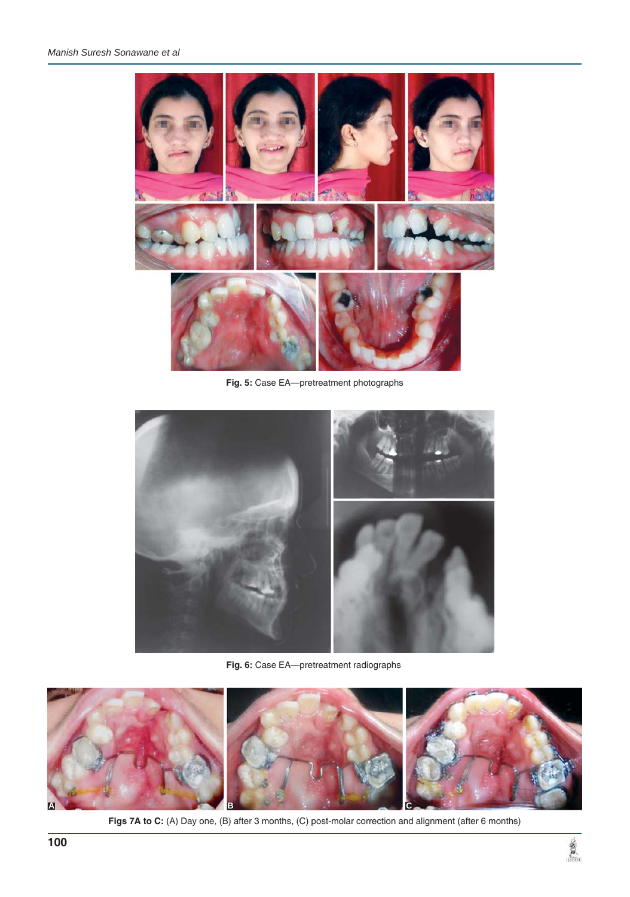**Fig. 5:** Case EA—pretreatment photographs

**Fig. 6:** Case EA—pretreatment radiographs

**Figs 7A to C:** (A) Day one, (B) after 3 months, (C) post-molar correction and alignment (after 6 months)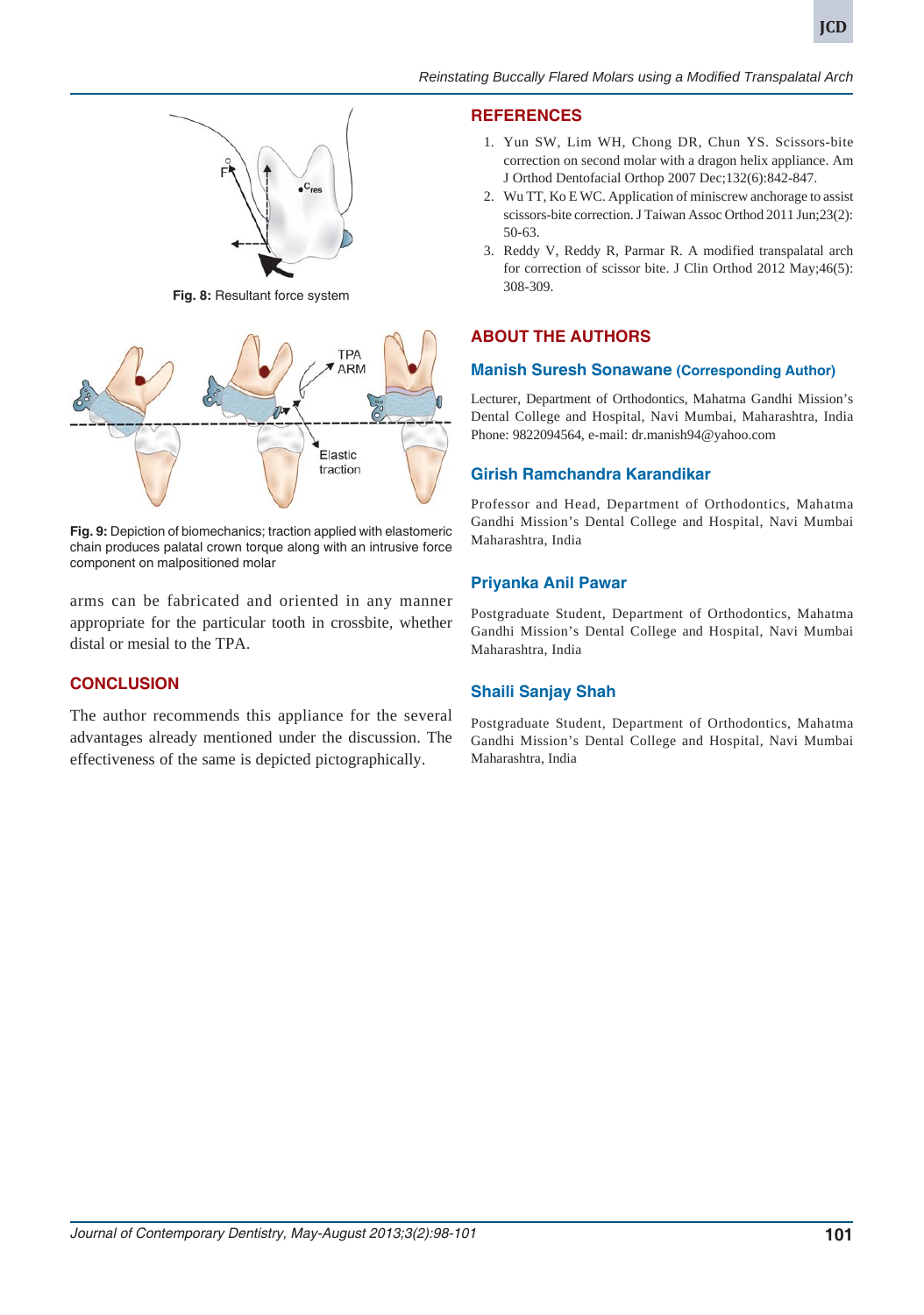F

$C_{res}$

Fig. 8: Resultant force system

TPA ARM

Elastic traction

**Fig. 9:** Depiction of biomechanics; traction applied with elastomeric chain produces palatal crown torque along with an intrusive force component on malpositioned molar

arms can be fabricated and oriented in any manner appropriate for the particular tooth in crossbite, whether distal or mesial to the TPA.

## CONCLUSION

The author recommends this appliance for the several advantages already mentioned under the discussion. The effectiveness of the same is depicted pictographically.

## REFERENCES

1. Yun SW, Lim WH, Chong DR, Chun YS. Scissors-bite correction on second molar with a dragon helix appliance. Am J Orthod Dentofacial Orthop 2007 Dec;132(6):842-847.
2. Wu TT, Ko E WC. Application of miniscrew anchorage to assist scissors-bite correction. J Taiwan Assoc Orthod 2011 Jun;23(2): 50-63.
3. Reddy V, Reddy R, Parmar R. A modified transpalatal arch for correction of scissor bite. J Clin Orthod 2012 May;46(5): 308-309.

## ABOUT THE AUTHORS

### Manish Suresh Sonawane (Corresponding Author)

Lecturer, Department of Orthodontics, Mahatma Gandhi Mission's Dental College and Hospital, Navi Mumbai, Maharashtra, India
Phone: 9822094564, e-mail: dr.manish94@yahoo.com

### Girish Ramchandra Karandikar

Professor and Head, Department of Orthodontics, Mahatma Gandhi Mission's Dental College and Hospital, Navi Mumbai Maharashtra, India

### Priyanka Anil Pawar

Postgraduate Student, Department of Orthodontics, Mahatma Gandhi Mission's Dental College and Hospital, Navi Mumbai Maharashtra, India

### Shaili Sanjay Shah

Postgraduate Student, Department of Orthodontics, Mahatma Gandhi Mission's Dental College and Hospital, Navi Mumbai Maharashtra, India